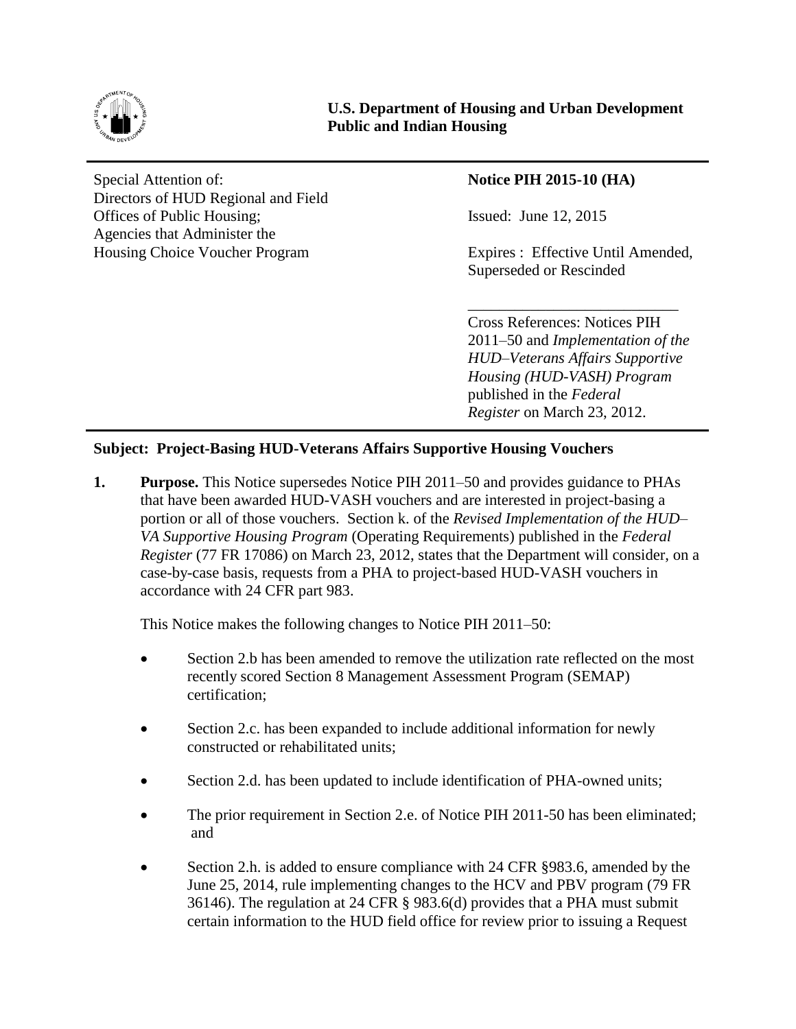**U.S. Department of Housing and Urban Development**
**Public and Indian Housing**

Special Attention of:
Directors of HUD Regional and Field Offices of Public Housing;
Agencies that Administer the Housing Choice Voucher Program

**Notice PIH 2015-10 (HA)**

Issued: June 12, 2015

Expires : Effective Until Amended, Superseded or Rescinded

Cross References: Notices PIH 2011–50 and *Implementation of the HUD–Veterans Affairs Supportive Housing (HUD-VASH) Program* published in the *Federal Register* on March 23, 2012.

**Subject: Project-Basing HUD-Veterans Affairs Supportive Housing Vouchers**

**1. Purpose.** This Notice supersedes Notice PIH 2011–50 and provides guidance to PHAs that have been awarded HUD-VASH vouchers and are interested in project-basing a portion or all of those vouchers. Section k. of the *Revised Implementation of the HUD–VA Supportive Housing Program* (Operating Requirements) published in the *Federal Register* (77 FR 17086) on March 23, 2012, states that the Department will consider, on a case-by-case basis, requests from a PHA to project-based HUD-VASH vouchers in accordance with 24 CFR part 983.

This Notice makes the following changes to Notice PIH 2011–50:

- Section 2.b has been amended to remove the utilization rate reflected on the most recently scored Section 8 Management Assessment Program (SEMAP) certification;
- Section 2.c. has been expanded to include additional information for newly constructed or rehabilitated units;
- Section 2.d. has been updated to include identification of PHA-owned units;
- The prior requirement in Section 2.e. of Notice PIH 2011-50 has been eliminated; and
- Section 2.h. is added to ensure compliance with 24 CFR §983.6, amended by the June 25, 2014, rule implementing changes to the HCV and PBV program (79 FR 36146). The regulation at 24 CFR § 983.6(d) provides that a PHA must submit certain information to the HUD field office for review prior to issuing a Request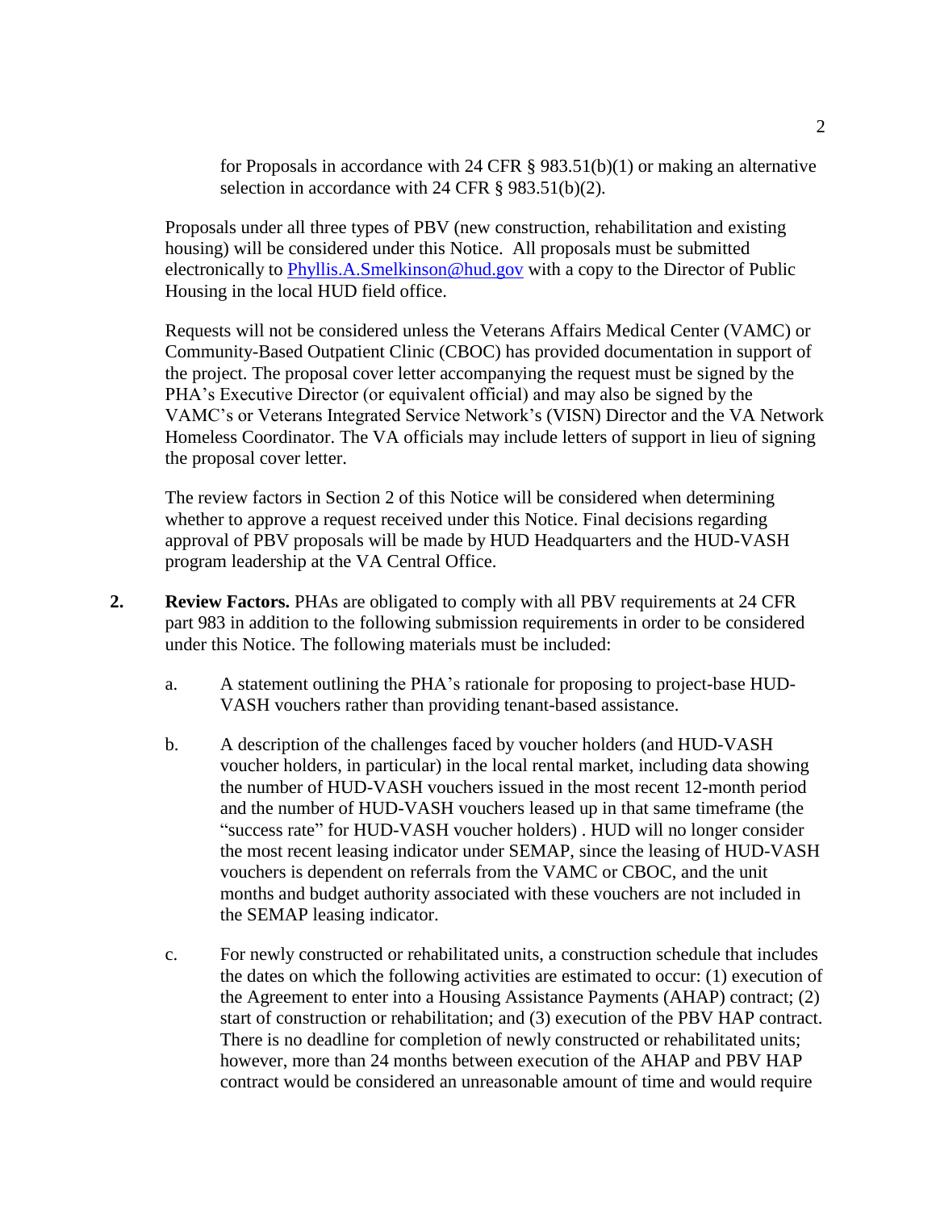for Proposals in accordance with 24 CFR § 983.51(b)(1) or making an alternative selection in accordance with 24 CFR § 983.51(b)(2).

Proposals under all three types of PBV (new construction, rehabilitation and existing housing) will be considered under this Notice. All proposals must be submitted electronically to Phyllis.A.Smelkinson@hud.gov with a copy to the Director of Public Housing in the local HUD field office.

Requests will not be considered unless the Veterans Affairs Medical Center (VAMC) or Community-Based Outpatient Clinic (CBOC) has provided documentation in support of the project. The proposal cover letter accompanying the request must be signed by the PHA's Executive Director (or equivalent official) and may also be signed by the VAMC's or Veterans Integrated Service Network's (VISN) Director and the VA Network Homeless Coordinator. The VA officials may include letters of support in lieu of signing the proposal cover letter.

The review factors in Section 2 of this Notice will be considered when determining whether to approve a request received under this Notice. Final decisions regarding approval of PBV proposals will be made by HUD Headquarters and the HUD-VASH program leadership at the VA Central Office.

2. **Review Factors.** PHAs are obligated to comply with all PBV requirements at 24 CFR part 983 in addition to the following submission requirements in order to be considered under this Notice. The following materials must be included:

   a. A statement outlining the PHA's rationale for proposing to project-base HUD-VASH vouchers rather than providing tenant-based assistance.

   b. A description of the challenges faced by voucher holders (and HUD-VASH voucher holders, in particular) in the local rental market, including data showing the number of HUD-VASH vouchers issued in the most recent 12-month period and the number of HUD-VASH vouchers leased up in that same timeframe (the "success rate" for HUD-VASH voucher holders) . HUD will no longer consider the most recent leasing indicator under SEMAP, since the leasing of HUD-VASH vouchers is dependent on referrals from the VAMC or CBOC, and the unit months and budget authority associated with these vouchers are not included in the SEMAP leasing indicator.

   c. For newly constructed or rehabilitated units, a construction schedule that includes the dates on which the following activities are estimated to occur: (1) execution of the Agreement to enter into a Housing Assistance Payments (AHAP) contract; (2) start of construction or rehabilitation; and (3) execution of the PBV HAP contract. There is no deadline for completion of newly constructed or rehabilitated units; however, more than 24 months between execution of the AHAP and PBV HAP contract would be considered an unreasonable amount of time and would require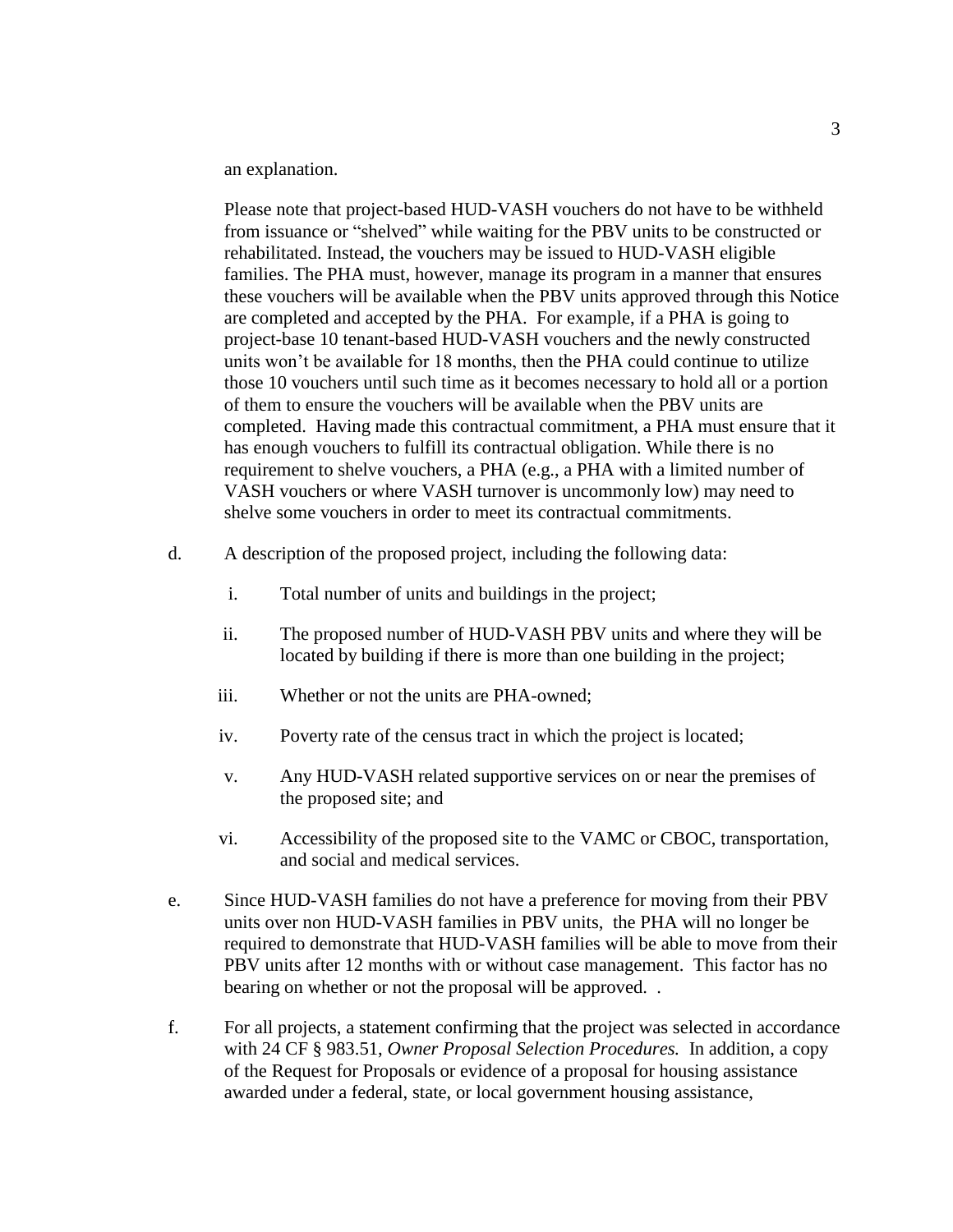an explanation.

Please note that project-based HUD-VASH vouchers do not have to be withheld from issuance or "shelved" while waiting for the PBV units to be constructed or rehabilitated. Instead, the vouchers may be issued to HUD-VASH eligible families. The PHA must, however, manage its program in a manner that ensures these vouchers will be available when the PBV units approved through this Notice are completed and accepted by the PHA. For example, if a PHA is going to project-base 10 tenant-based HUD-VASH vouchers and the newly constructed units won't be available for 18 months, then the PHA could continue to utilize those 10 vouchers until such time as it becomes necessary to hold all or a portion of them to ensure the vouchers will be available when the PBV units are completed. Having made this contractual commitment, a PHA must ensure that it has enough vouchers to fulfill its contractual obligation. While there is no requirement to shelve vouchers, a PHA (e.g., a PHA with a limited number of VASH vouchers or where VASH turnover is uncommonly low) may need to shelve some vouchers in order to meet its contractual commitments.

d. A description of the proposed project, including the following data:

   i. Total number of units and buildings in the project;

   ii. The proposed number of HUD-VASH PBV units and where they will be located by building if there is more than one building in the project;

   iii. Whether or not the units are PHA-owned;

   iv. Poverty rate of the census tract in which the project is located;

   v. Any HUD-VASH related supportive services on or near the premises of the proposed site; and

   vi. Accessibility of the proposed site to the VAMC or CBOC, transportation, and social and medical services.

e. Since HUD-VASH families do not have a preference for moving from their PBV units over non HUD-VASH families in PBV units, the PHA will no longer be required to demonstrate that HUD-VASH families will be able to move from their PBV units after 12 months with or without case management. This factor has no bearing on whether or not the proposal will be approved. .

f. For all projects, a statement confirming that the project was selected in accordance with 24 CF § 983.51, *Owner Proposal Selection Procedures.* In addition, a copy of the Request for Proposals or evidence of a proposal for housing assistance awarded under a federal, state, or local government housing assistance,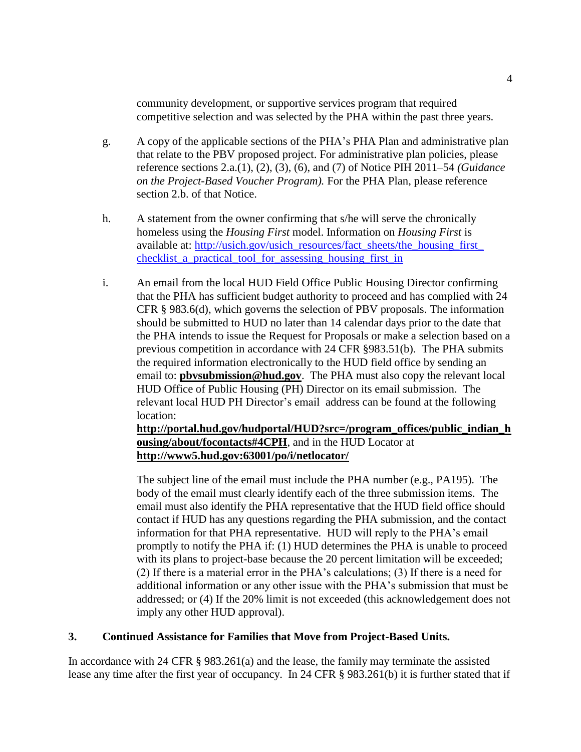community development, or supportive services program that required competitive selection and was selected by the PHA within the past three years.

g. A copy of the applicable sections of the PHA's PHA Plan and administrative plan that relate to the PBV proposed project. For administrative plan policies, please reference sections 2.a.(1), (2), (3), (6), and (7) of Notice PIH 2011–54 *(Guidance on the Project-Based Voucher Program).* For the PHA Plan, please reference section 2.b. of that Notice.

h. A statement from the owner confirming that s/he will serve the chronically homeless using the *Housing First* model. Information on *Housing First* is available at: http://usich.gov/usich_resources/fact_sheets/the_housing_first_checklist_a_practical_tool_for_assessing_housing_first_in

i. An email from the local HUD Field Office Public Housing Director confirming that the PHA has sufficient budget authority to proceed and has complied with 24 CFR § 983.6(d), which governs the selection of PBV proposals. The information should be submitted to HUD no later than 14 calendar days prior to the date that the PHA intends to issue the Request for Proposals or make a selection based on a previous competition in accordance with 24 CFR §983.51(b). The PHA submits the required information electronically to the HUD field office by sending an email to: **pbvsubmission@hud.gov**. The PHA must also copy the relevant local HUD Office of Public Housing (PH) Director on its email submission. The relevant local HUD PH Director's email address can be found at the following location: **http://portal.hud.gov/hudportal/HUD?src=/program_offices/public_indian_housing/about/focontacts#4CPH**, and in the HUD Locator at **http://www5.hud.gov:63001/po/i/netlocator/**

   The subject line of the email must include the PHA number (e.g., PA195). The body of the email must clearly identify each of the three submission items. The email must also identify the PHA representative that the HUD field office should contact if HUD has any questions regarding the PHA submission, and the contact information for that PHA representative. HUD will reply to the PHA's email promptly to notify the PHA if: (1) HUD determines the PHA is unable to proceed with its plans to project-base because the 20 percent limitation will be exceeded; (2) If there is a material error in the PHA's calculations; (3) If there is a need for additional information or any other issue with the PHA's submission that must be addressed; or (4) If the 20% limit is not exceeded (this acknowledgement does not imply any other HUD approval).

### 3. Continued Assistance for Families that Move from Project-Based Units.

In accordance with 24 CFR § 983.261(a) and the lease, the family may terminate the assisted lease any time after the first year of occupancy. In 24 CFR § 983.261(b) it is further stated that if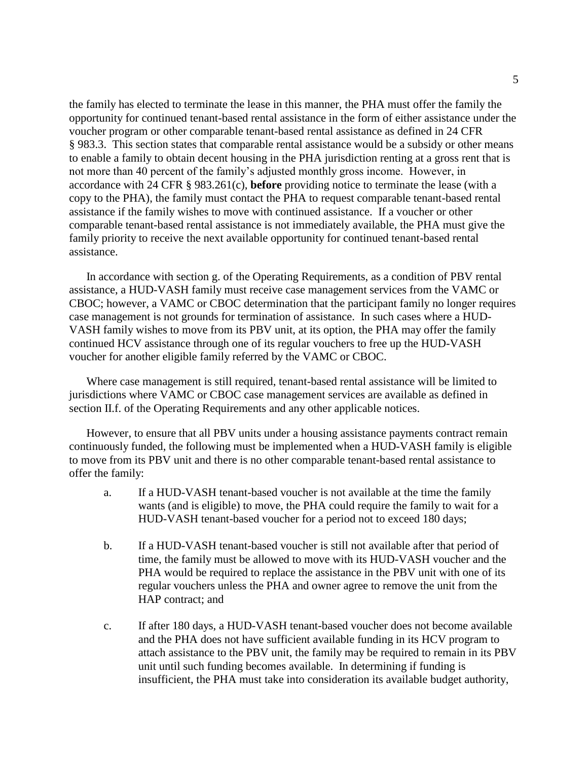the family has elected to terminate the lease in this manner, the PHA must offer the family the opportunity for continued tenant-based rental assistance in the form of either assistance under the voucher program or other comparable tenant-based rental assistance as defined in 24 CFR § 983.3. This section states that comparable rental assistance would be a subsidy or other means to enable a family to obtain decent housing in the PHA jurisdiction renting at a gross rent that is not more than 40 percent of the family's adjusted monthly gross income. However, in accordance with 24 CFR § 983.261(c), **before** providing notice to terminate the lease (with a copy to the PHA), the family must contact the PHA to request comparable tenant-based rental assistance if the family wishes to move with continued assistance. If a voucher or other comparable tenant-based rental assistance is not immediately available, the PHA must give the family priority to receive the next available opportunity for continued tenant-based rental assistance.

In accordance with section g. of the Operating Requirements, as a condition of PBV rental assistance, a HUD-VASH family must receive case management services from the VAMC or CBOC; however, a VAMC or CBOC determination that the participant family no longer requires case management is not grounds for termination of assistance. In such cases where a HUD-VASH family wishes to move from its PBV unit, at its option, the PHA may offer the family continued HCV assistance through one of its regular vouchers to free up the HUD-VASH voucher for another eligible family referred by the VAMC or CBOC.

Where case management is still required, tenant-based rental assistance will be limited to jurisdictions where VAMC or CBOC case management services are available as defined in section II.f. of the Operating Requirements and any other applicable notices.

However, to ensure that all PBV units under a housing assistance payments contract remain continuously funded, the following must be implemented when a HUD-VASH family is eligible to move from its PBV unit and there is no other comparable tenant-based rental assistance to offer the family:

a. If a HUD-VASH tenant-based voucher is not available at the time the family wants (and is eligible) to move, the PHA could require the family to wait for a HUD-VASH tenant-based voucher for a period not to exceed 180 days;

b. If a HUD-VASH tenant-based voucher is still not available after that period of time, the family must be allowed to move with its HUD-VASH voucher and the PHA would be required to replace the assistance in the PBV unit with one of its regular vouchers unless the PHA and owner agree to remove the unit from the HAP contract; and

c. If after 180 days, a HUD-VASH tenant-based voucher does not become available and the PHA does not have sufficient available funding in its HCV program to attach assistance to the PBV unit, the family may be required to remain in its PBV unit until such funding becomes available. In determining if funding is insufficient, the PHA must take into consideration its available budget authority,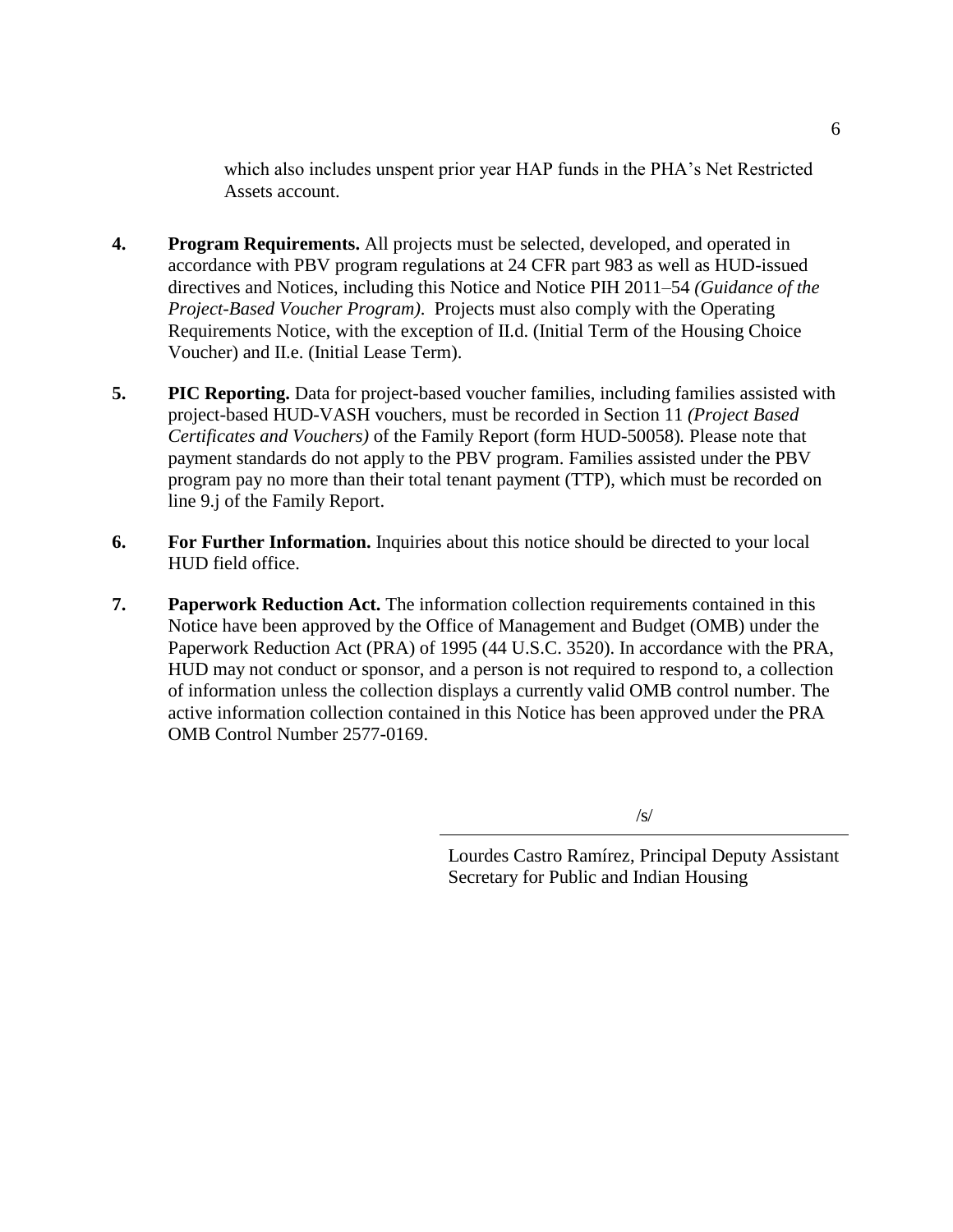which also includes unspent prior year HAP funds in the PHA's Net Restricted Assets account.

**4. Program Requirements.** All projects must be selected, developed, and operated in accordance with PBV program regulations at 24 CFR part 983 as well as HUD-issued directives and Notices, including this Notice and Notice PIH 2011–54 *(Guidance of the Project-Based Voucher Program)*. Projects must also comply with the Operating Requirements Notice, with the exception of II.d. (Initial Term of the Housing Choice Voucher) and II.e. (Initial Lease Term).

**5. PIC Reporting.** Data for project-based voucher families, including families assisted with project-based HUD-VASH vouchers, must be recorded in Section 11 *(Project Based Certificates and Vouchers)* of the Family Report (form HUD-50058). Please note that payment standards do not apply to the PBV program. Families assisted under the PBV program pay no more than their total tenant payment (TTP), which must be recorded on line 9.j of the Family Report.

**6. For Further Information.** Inquiries about this notice should be directed to your local HUD field office.

**7. Paperwork Reduction Act.** The information collection requirements contained in this Notice have been approved by the Office of Management and Budget (OMB) under the Paperwork Reduction Act (PRA) of 1995 (44 U.S.C. 3520). In accordance with the PRA, HUD may not conduct or sponsor, and a person is not required to respond to, a collection of information unless the collection displays a currently valid OMB control number. The active information collection contained in this Notice has been approved under the PRA OMB Control Number 2577-0169.

/s/

Lourdes Castro Ramírez, Principal Deputy Assistant Secretary for Public and Indian Housing